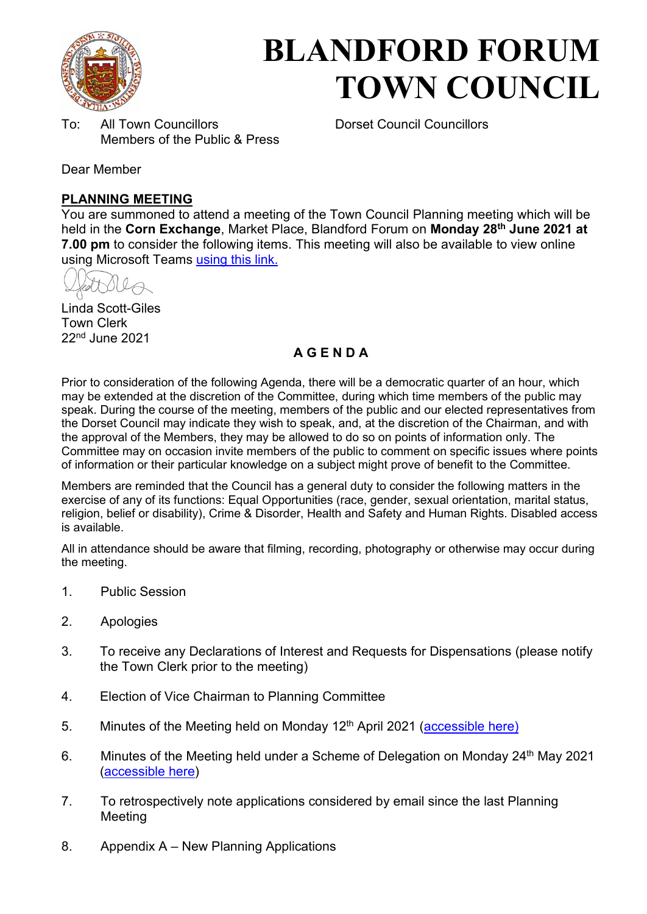# BLANDFORD FORUM TOWN COUNCIL

To: All Town Councillors
Members of the Public & Press

Dorset Council Councillors

Dear Member

## PLANNING MEETING

You are summoned to attend a meeting of the Town Council Planning meeting which will be held in the **Corn Exchange**, Market Place, Blandford Forum on **Monday 28th June 2021 at 7.00 pm** to consider the following items. This meeting will also be available to view online using Microsoft Teams using this link.

Linda Scott-Giles
Town Clerk
22nd June 2021

### A G E N D A

Prior to consideration of the following Agenda, there will be a democratic quarter of an hour, which may be extended at the discretion of the Committee, during which time members of the public may speak. During the course of the meeting, members of the public and our elected representatives from the Dorset Council may indicate they wish to speak, and, at the discretion of the Chairman, and with the approval of the Members, they may be allowed to do so on points of information only. The Committee may on occasion invite members of the public to comment on specific issues where points of information or their particular knowledge on a subject might prove of benefit to the Committee.

Members are reminded that the Council has a general duty to consider the following matters in the exercise of any of its functions: Equal Opportunities (race, gender, sexual orientation, marital status, religion, belief or disability), Crime & Disorder, Health and Safety and Human Rights. Disabled access is available.

All in attendance should be aware that filming, recording, photography or otherwise may occur during the meeting.

1. Public Session
2. Apologies
3. To receive any Declarations of Interest and Requests for Dispensations (please notify the Town Clerk prior to the meeting)
4. Election of Vice Chairman to Planning Committee
5. Minutes of the Meeting held on Monday 12th April 2021 (accessible here)
6. Minutes of the Meeting held under a Scheme of Delegation on Monday 24th May 2021 (accessible here)
7. To retrospectively note applications considered by email since the last Planning Meeting
8. Appendix A – New Planning Applications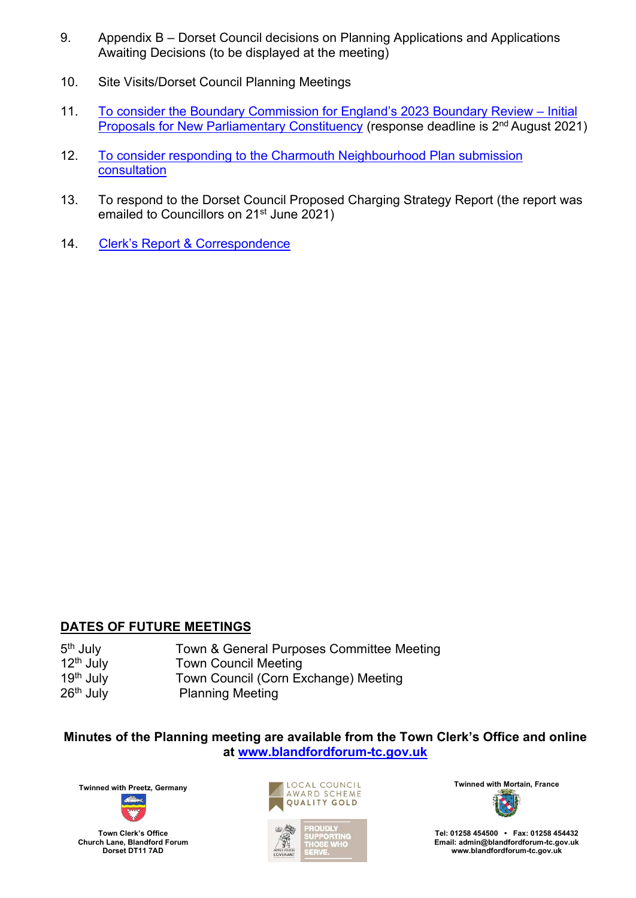9. Appendix B – Dorset Council decisions on Planning Applications and Applications Awaiting Decisions (to be displayed at the meeting)

10. Site Visits/Dorset Council Planning Meetings

11. To consider the Boundary Commission for England's 2023 Boundary Review – Initial Proposals for New Parliamentary Constituency (response deadline is 2nd August 2021)

12. To consider responding to the Charmouth Neighbourhood Plan submission consultation

13. To respond to the Dorset Council Proposed Charging Strategy Report (the report was emailed to Councillors on 21st June 2021)

14. Clerk's Report & Correspondence

## DATES OF FUTURE MEETINGS

| | |
|---|---|
| 5th July | Town & General Purposes Committee Meeting |
| 12th July | Town Council Meeting |
| 19th July | Town Council (Corn Exchange) Meeting |
| 26th July | Planning Meeting |

**Minutes of the Planning meeting are available from the Town Clerk's Office and online at www.blandfordforum-tc.gov.uk**

Twinned with Preetz, Germany

Town Clerk's Office
Church Lane, Blandford Forum
Dorset DT11 7AD

LOCAL COUNCIL AWARD SCHEME QUALITY GOLD

PROUDLY SUPPORTING THOSE WHO SERVE.

Twinned with Mortain, France

Tel: 01258 454500 • Fax: 01258 454432
Email: admin@blandfordforum-tc.gov.uk
www.blandfordforum-tc.gov.uk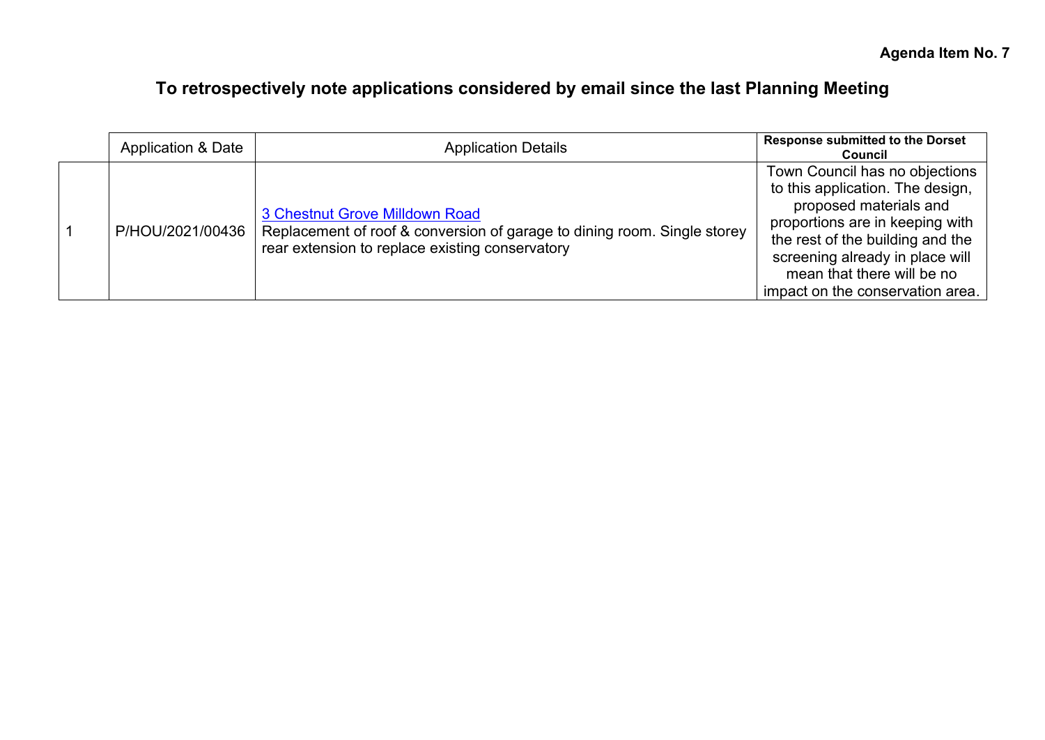**Agenda Item No. 7**

## To retrospectively note applications considered by email since the last Planning Meeting

| | Application & Date | Application Details | Response submitted to the Dorset Council |
|---|---|---|---|
| 1 | P/HOU/2021/00436 | 3 Chestnut Grove Milldown Road<br>Replacement of roof & conversion of garage to dining room. Single storey rear extension to replace existing conservatory | Town Council has no objections to this application. The design, proposed materials and proportions are in keeping with the rest of the building and the screening already in place will mean that there will be no impact on the conservation area. |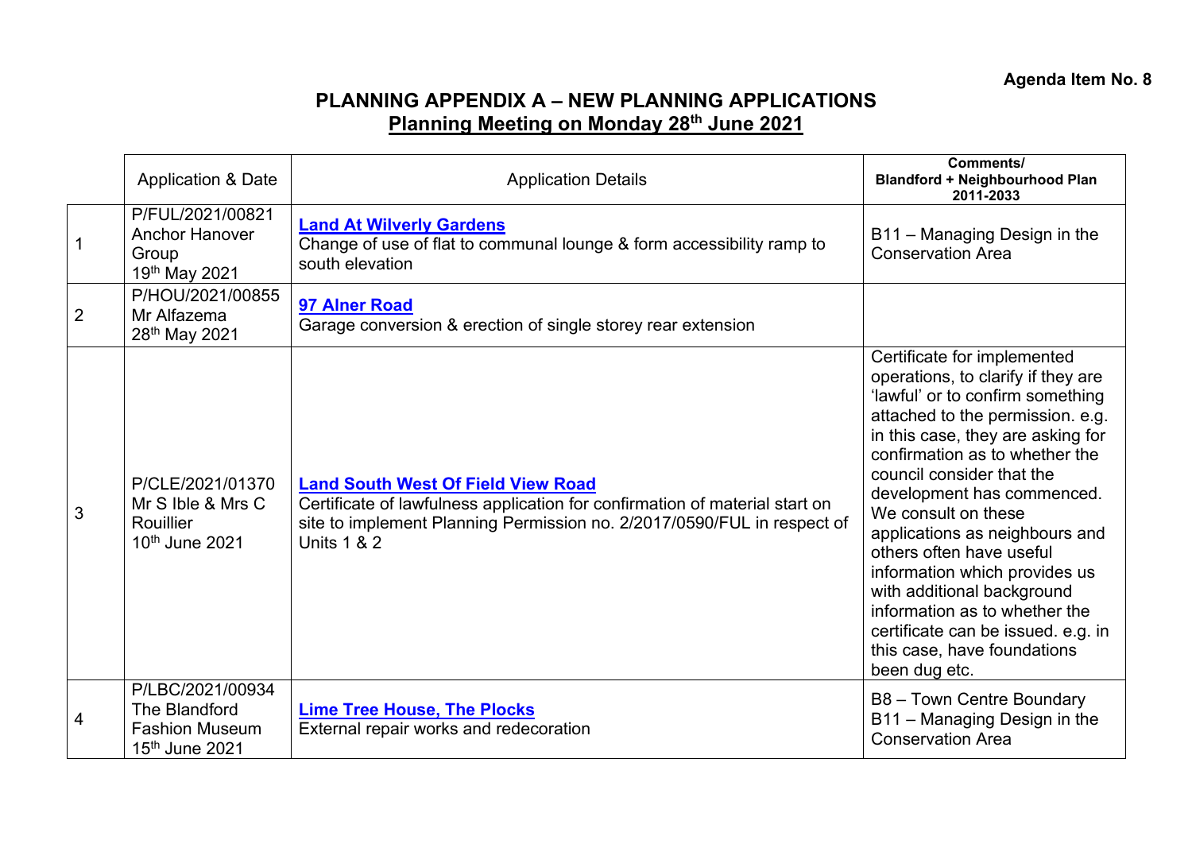**Agenda Item No. 8**

# PLANNING APPENDIX A – NEW PLANNING APPLICATIONS

## Planning Meeting on Monday 28th June 2021

| | Application & Date | Application Details | Comments/ Blandford + Neighbourhood Plan 2011-2033 |
|---|---|---|---|
| 1 | P/FUL/2021/00821 Anchor Hanover Group 19th May 2021 | **Land At Wilverly Gardens** Change of use of flat to communal lounge & form accessibility ramp to south elevation | B11 – Managing Design in the Conservation Area |
| 2 | P/HOU/2021/00855 Mr Alfazema 28th May 2021 | **97 Alner Road** Garage conversion & erection of single storey rear extension | |
| 3 | P/CLE/2021/01370 Mr S Ible & Mrs C Rouillier 10th June 2021 | **Land South West Of Field View Road** Certificate of lawfulness application for confirmation of material start on site to implement Planning Permission no. 2/2017/0590/FUL in respect of Units 1 & 2 | Certificate for implemented operations, to clarify if they are 'lawful' or to confirm something attached to the permission. e.g. in this case, they are asking for confirmation as to whether the council consider that the development has commenced. We consult on these applications as neighbours and others often have useful information which provides us with additional background information as to whether the certificate can be issued. e.g. in this case, have foundations been dug etc. |
| 4 | P/LBC/2021/00934 The Blandford Fashion Museum 15th June 2021 | **Lime Tree House, The Plocks** External repair works and redecoration | B8 – Town Centre Boundary B11 – Managing Design in the Conservation Area |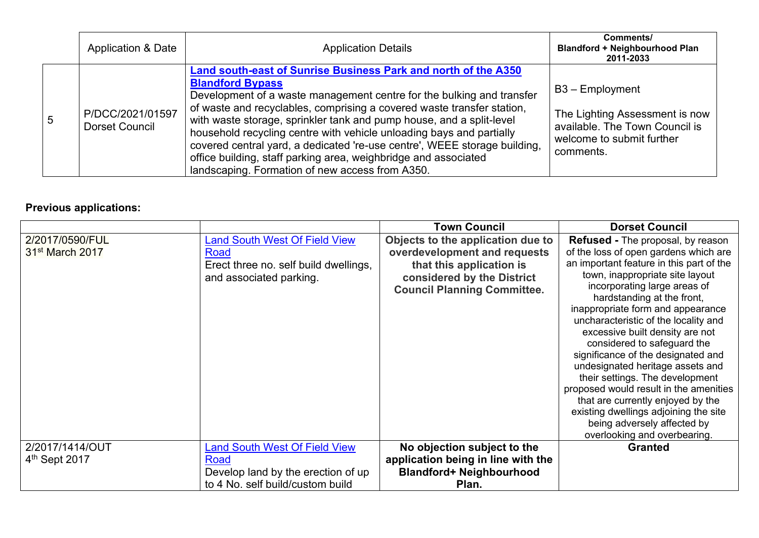|  | Application & Date | Application Details | Comments/ Blandford + Neighbourhood Plan 2011-2033 |
|---|---|---|---|
| 5 | P/DCC/2021/01597 Dorset Council | **Land south-east of Sunrise Business Park and north of the A350 Blandford Bypass** Development of a waste management centre for the bulking and transfer of waste and recyclables, comprising a covered waste transfer station, with waste storage, sprinkler tank and pump house, and a split-level household recycling centre with vehicle unloading bays and partially covered central yard, a dedicated 're-use centre', WEEE storage building, office building, staff parking area, weighbridge and associated landscaping. Formation of new access from A350. | B3 – Employment<br><br>The Lighting Assessment is now available. The Town Council is welcome to submit further comments. |

**Previous applications:**

|  |  | Town Council | Dorset Council |
|---|---|---|---|
| 2/2017/0590/FUL 31st March 2017 | Land South West Of Field View Road<br>Erect three no. self build dwellings, and associated parking. | **Objects to the application due to overdevelopment and requests that this application is considered by the District Council Planning Committee.** | **Refused -** The proposal, by reason of the loss of open gardens which are an important feature in this part of the town, inappropriate site layout incorporating large areas of hardstanding at the front, inappropriate form and appearance uncharacteristic of the locality and excessive built density are not considered to safeguard the significance of the designated and undesignated heritage assets and their settings. The development proposed would result in the amenities that are currently enjoyed by the existing dwellings adjoining the site being adversely affected by overlooking and overbearing. |
| 2/2017/1414/OUT 4th Sept 2017 | Land South West Of Field View Road<br>Develop land by the erection of up to 4 No. self build/custom build | **No objection subject to the application being in line with the Blandford+ Neighbourhood Plan.** | **Granted** |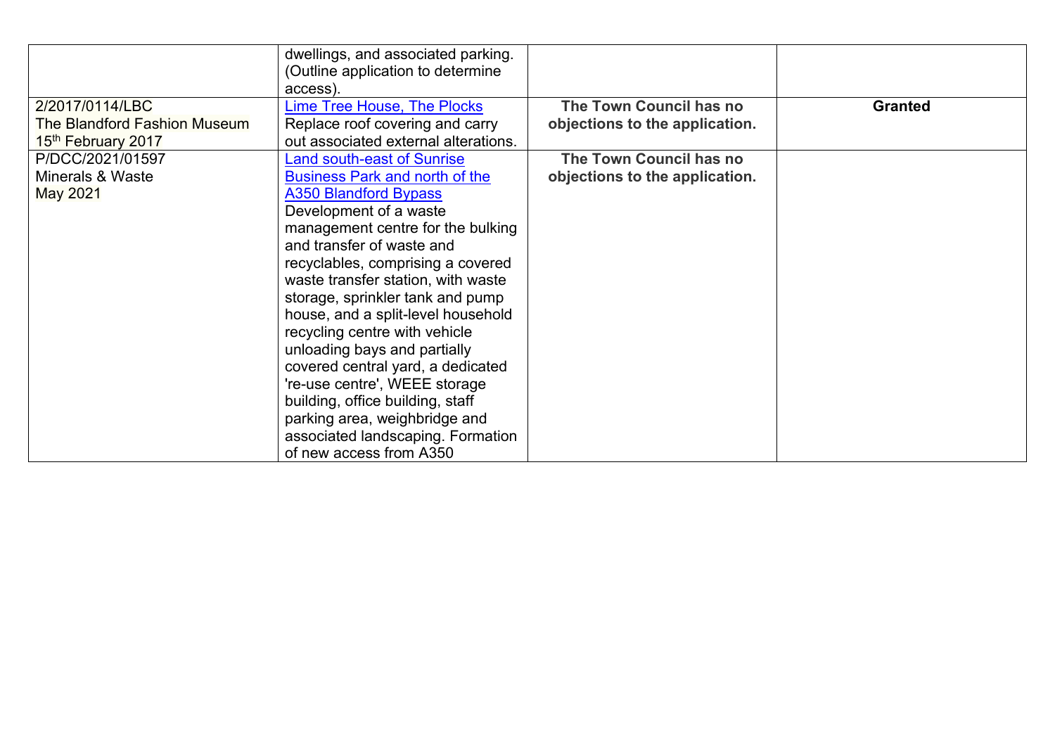| | | | |
|---|---|---|---|
| | dwellings, and associated parking. (Outline application to determine access). | | |
| 2/2017/0114/LBC<br>The Blandford Fashion Museum<br>15th February 2017 | Lime Tree House, The Plocks<br>Replace roof covering and carry out associated external alterations. | **The Town Council has no objections to the application.** | **Granted** |
| P/DCC/2021/01597<br>Minerals & Waste<br>May 2021 | Land south-east of Sunrise Business Park and north of the A350 Blandford Bypass<br>Development of a waste management centre for the bulking and transfer of waste and recyclables, comprising a covered waste transfer station, with waste storage, sprinkler tank and pump house, and a split-level household recycling centre with vehicle unloading bays and partially covered central yard, a dedicated 're-use centre', WEEE storage building, office building, staff parking area, weighbridge and associated landscaping. Formation of new access from A350 | **The Town Council has no objections to the application.** | |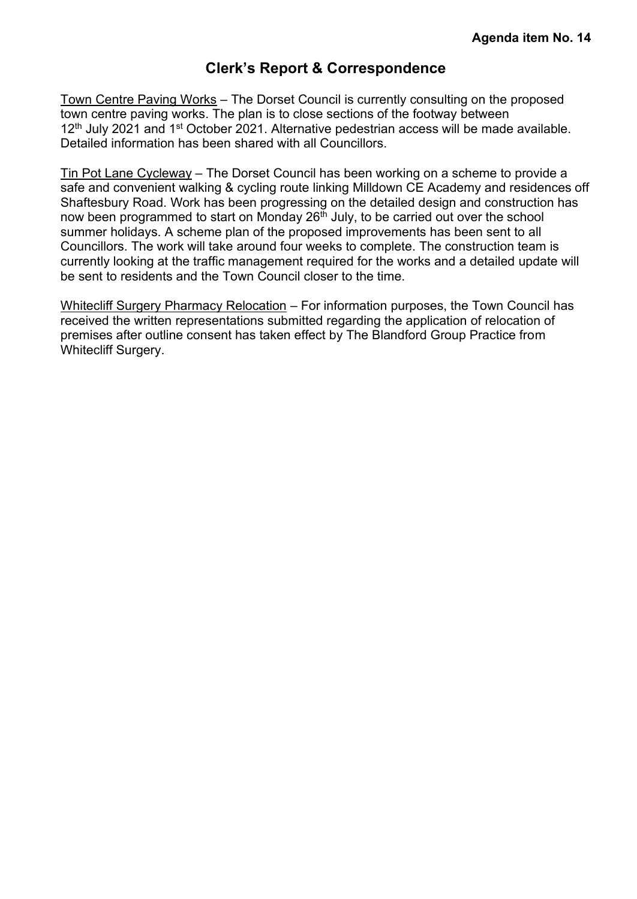**Agenda item No. 14**

## Clerk's Report & Correspondence

Town Centre Paving Works – The Dorset Council is currently consulting on the proposed town centre paving works. The plan is to close sections of the footway between 12th July 2021 and 1st October 2021. Alternative pedestrian access will be made available. Detailed information has been shared with all Councillors.

Tin Pot Lane Cycleway – The Dorset Council has been working on a scheme to provide a safe and convenient walking & cycling route linking Milldown CE Academy and residences off Shaftesbury Road. Work has been progressing on the detailed design and construction has now been programmed to start on Monday 26th July, to be carried out over the school summer holidays. A scheme plan of the proposed improvements has been sent to all Councillors. The work will take around four weeks to complete. The construction team is currently looking at the traffic management required for the works and a detailed update will be sent to residents and the Town Council closer to the time.

Whitecliff Surgery Pharmacy Relocation – For information purposes, the Town Council has received the written representations submitted regarding the application of relocation of premises after outline consent has taken effect by The Blandford Group Practice from Whitecliff Surgery.